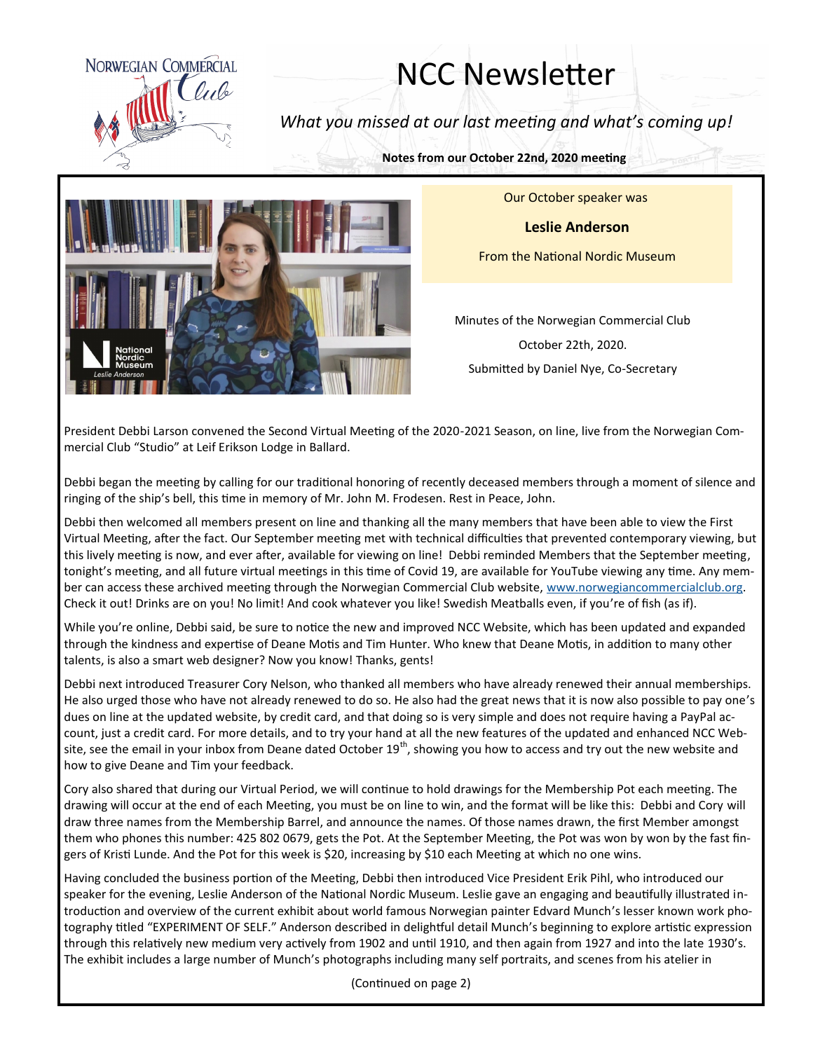# NCC Newsletter

*What you missed at our last meeting and what's coming up!*

**Notes from our October 22nd, 2020 meeting**

Our October speaker was

**Leslie Anderson**

From the National Nordic Museum

Minutes of the Norwegian Commercial Club

October 22th, 2020.

Submitted by Daniel Nye, Co-Secretary

President Debbi Larson convened the Second Virtual Meeting of the 2020-2021 Season, on line, live from the Norwegian Commercial Club "Studio" at Leif Erikson Lodge in Ballard.

Debbi began the meeting by calling for our traditional honoring of recently deceased members through a moment of silence and ringing of the ship's bell, this time in memory of Mr. John M. Frodesen. Rest in Peace, John.

Debbi then welcomed all members present on line and thanking all the many members that have been able to view the First Virtual Meeting, after the fact. Our September meeting met with technical difficulties that prevented contemporary viewing, but this lively meeting is now, and ever after, available for viewing on line! Debbi reminded Members that the September meeting, tonight's meeting, and all future virtual meetings in this time of Covid 19, are available for YouTube viewing any time. Any member can access these archived meeting through the Norwegian Commercial Club website, www.norwegiancommercialclub.org. Check it out! Drinks are on you! No limit! And cook whatever you like! Swedish Meatballs even, if you're of fish (as if).

While you're online, Debbi said, be sure to notice the new and improved NCC Website, which has been updated and expanded through the kindness and expertise of Deane Motis and Tim Hunter. Who knew that Deane Motis, in addition to many other talents, is also a smart web designer? Now you know! Thanks, gents!

Debbi next introduced Treasurer Cory Nelson, who thanked all members who have already renewed their annual memberships. He also urged those who have not already renewed to do so. He also had the great news that it is now also possible to pay one's dues on line at the updated website, by credit card, and that doing so is very simple and does not require having a PayPal account, just a credit card. For more details, and to try your hand at all the new features of the updated and enhanced NCC Website, see the email in your inbox from Deane dated October 19th, showing you how to access and try out the new website and how to give Deane and Tim your feedback.

Cory also shared that during our Virtual Period, we will continue to hold drawings for the Membership Pot each meeting. The drawing will occur at the end of each Meeting, you must be on line to win, and the format will be like this: Debbi and Cory will draw three names from the Membership Barrel, and announce the names. Of those names drawn, the first Member amongst them who phones this number: 425 802 0679, gets the Pot. At the September Meeting, the Pot was won by won by the fast fingers of Kristi Lunde. And the Pot for this week is $20, increasing by $10 each Meeting at which no one wins.

Having concluded the business portion of the Meeting, Debbi then introduced Vice President Erik Pihl, who introduced our speaker for the evening, Leslie Anderson of the National Nordic Museum. Leslie gave an engaging and beautifully illustrated introduction and overview of the current exhibit about world famous Norwegian painter Edvard Munch's lesser known work photography titled "EXPERIMENT OF SELF." Anderson described in delightful detail Munch's beginning to explore artistic expression through this relatively new medium very actively from 1902 and until 1910, and then again from 1927 and into the late 1930's. The exhibit includes a large number of Munch's photographs including many self portraits, and scenes from his atelier in

(Continued on page 2)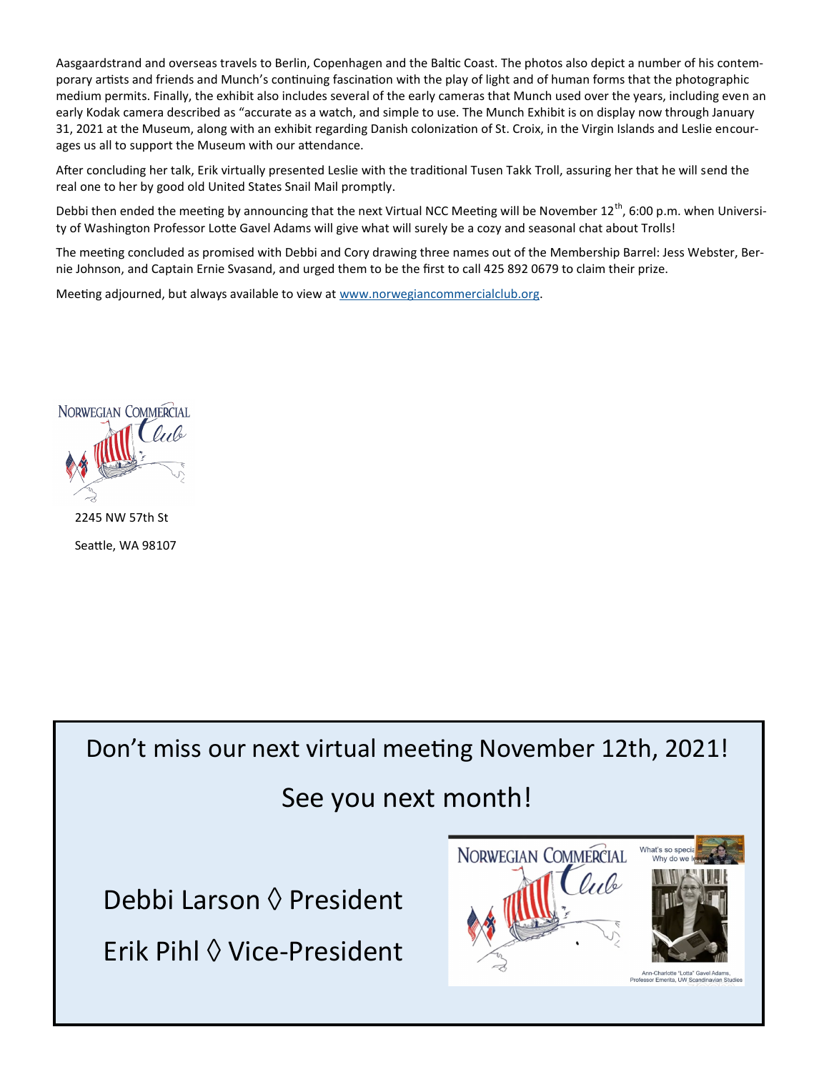Aasgaardstrand and overseas travels to Berlin, Copenhagen and the Baltic Coast. The photos also depict a number of his contemporary artists and friends and Munch's continuing fascination with the play of light and of human forms that the photographic medium permits. Finally, the exhibit also includes several of the early cameras that Munch used over the years, including even an early Kodak camera described as "accurate as a watch, and simple to use. The Munch Exhibit is on display now through January 31, 2021 at the Museum, along with an exhibit regarding Danish colonization of St. Croix, in the Virgin Islands and Leslie encourages us all to support the Museum with our attendance.

After concluding her talk, Erik virtually presented Leslie with the traditional Tusen Takk Troll, assuring her that he will send the real one to her by good old United States Snail Mail promptly.

Debbi then ended the meeting by announcing that the next Virtual NCC Meeting will be November 12th, 6:00 p.m. when University of Washington Professor Lotte Gavel Adams will give what will surely be a cozy and seasonal chat about Trolls!

The meeting concluded as promised with Debbi and Cory drawing three names out of the Membership Barrel: Jess Webster, Bernie Johnson, and Captain Ernie Svasand, and urged them to be the first to call 425 892 0679 to claim their prize.

Meeting adjourned, but always available to view at www.norwegiancommercialclub.org.

NORWEGIAN COMMERCIAL Club

2245 NW 57th St

Seattle, WA 98107

Don't miss our next virtual meeting November 12th, 2021!

See you next month!

Debbi Larson ◊ President

Erik Pihl ◊ Vice-President

NORWEGIAN COMMERCIAL Club

Ann-Charlotte "Lotta" Gavel Adams, Professor Emerita, UW Scandinavian Studies